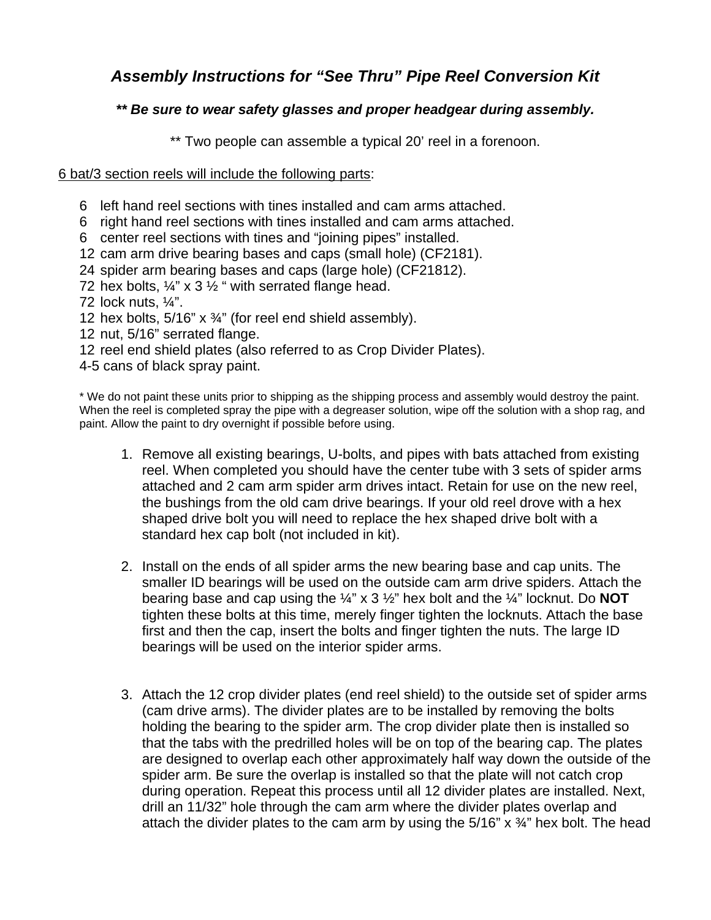# *Assembly Instructions for "See Thru" Pipe Reel Conversion Kit*

***\*\* Be sure to wear safety glasses and proper headgear during assembly.***

\*\* Two people can assemble a typical 20' reel in a forenoon.

<u>6 bat/3 section reels will include the following parts</u>:

- 6 left hand reel sections with tines installed and cam arms attached.
- 6 right hand reel sections with tines installed and cam arms attached.
- 6 center reel sections with tines and "joining pipes" installed.
- 12 cam arm drive bearing bases and caps (small hole) (CF2181).
- 24 spider arm bearing bases and caps (large hole) (CF21812).
- 72 hex bolts, ¼" x 3 ½ " with serrated flange head.
- 72 lock nuts, ¼".
- 12 hex bolts, 5/16" x ¾" (for reel end shield assembly).
- 12 nut, 5/16" serrated flange.
- 12 reel end shield plates (also referred to as Crop Divider Plates).
- 4-5 cans of black spray paint.

\* We do not paint these units prior to shipping as the shipping process and assembly would destroy the paint. When the reel is completed spray the pipe with a degreaser solution, wipe off the solution with a shop rag, and paint. Allow the paint to dry overnight if possible before using.

1. Remove all existing bearings, U-bolts, and pipes with bats attached from existing reel. When completed you should have the center tube with 3 sets of spider arms attached and 2 cam arm spider arm drives intact. Retain for use on the new reel, the bushings from the old cam drive bearings. If your old reel drove with a hex shaped drive bolt you will need to replace the hex shaped drive bolt with a standard hex cap bolt (not included in kit).

2. Install on the ends of all spider arms the new bearing base and cap units. The smaller ID bearings will be used on the outside cam arm drive spiders. Attach the bearing base and cap using the ¼" x 3 ½" hex bolt and the ¼" locknut. Do **NOT** tighten these bolts at this time, merely finger tighten the locknuts. Attach the base first and then the cap, insert the bolts and finger tighten the nuts. The large ID bearings will be used on the interior spider arms.

3. Attach the 12 crop divider plates (end reel shield) to the outside set of spider arms (cam drive arms). The divider plates are to be installed by removing the bolts holding the bearing to the spider arm. The crop divider plate then is installed so that the tabs with the predrilled holes will be on top of the bearing cap. The plates are designed to overlap each other approximately half way down the outside of the spider arm. Be sure the overlap is installed so that the plate will not catch crop during operation. Repeat this process until all 12 divider plates are installed. Next, drill an 11/32" hole through the cam arm where the divider plates overlap and attach the divider plates to the cam arm by using the 5/16" x ¾" hex bolt. The head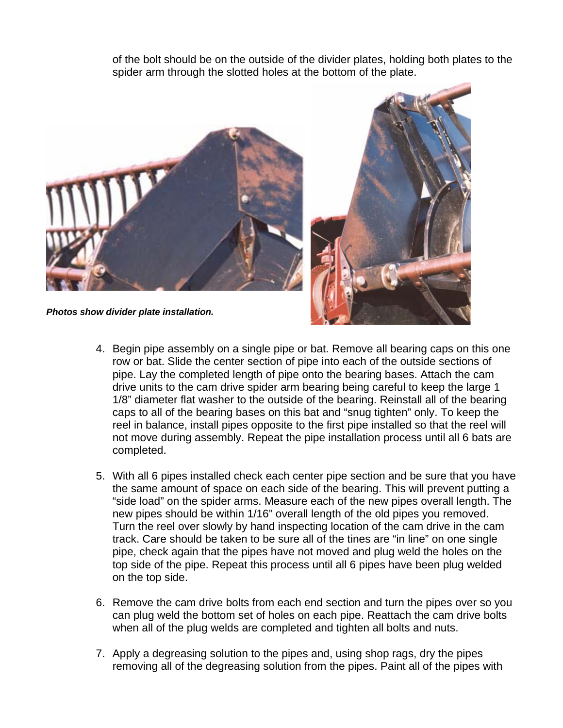of the bolt should be on the outside of the divider plates, holding both plates to the spider arm through the slotted holes at the bottom of the plate.

***Photos show divider plate installation.***

4. Begin pipe assembly on a single pipe or bat. Remove all bearing caps on this one row or bat. Slide the center section of pipe into each of the outside sections of pipe. Lay the completed length of pipe onto the bearing bases. Attach the cam drive units to the cam drive spider arm bearing being careful to keep the large 1 1/8" diameter flat washer to the outside of the bearing. Reinstall all of the bearing caps to all of the bearing bases on this bat and "snug tighten" only. To keep the reel in balance, install pipes opposite to the first pipe installed so that the reel will not move during assembly. Repeat the pipe installation process until all 6 bats are completed.

5. With all 6 pipes installed check each center pipe section and be sure that you have the same amount of space on each side of the bearing. This will prevent putting a "side load" on the spider arms. Measure each of the new pipes overall length. The new pipes should be within 1/16" overall length of the old pipes you removed. Turn the reel over slowly by hand inspecting location of the cam drive in the cam track. Care should be taken to be sure all of the tines are "in line" on one single pipe, check again that the pipes have not moved and plug weld the holes on the top side of the pipe. Repeat this process until all 6 pipes have been plug welded on the top side.

6. Remove the cam drive bolts from each end section and turn the pipes over so you can plug weld the bottom set of holes on each pipe. Reattach the cam drive bolts when all of the plug welds are completed and tighten all bolts and nuts.

7. Apply a degreasing solution to the pipes and, using shop rags, dry the pipes removing all of the degreasing solution from the pipes. Paint all of the pipes with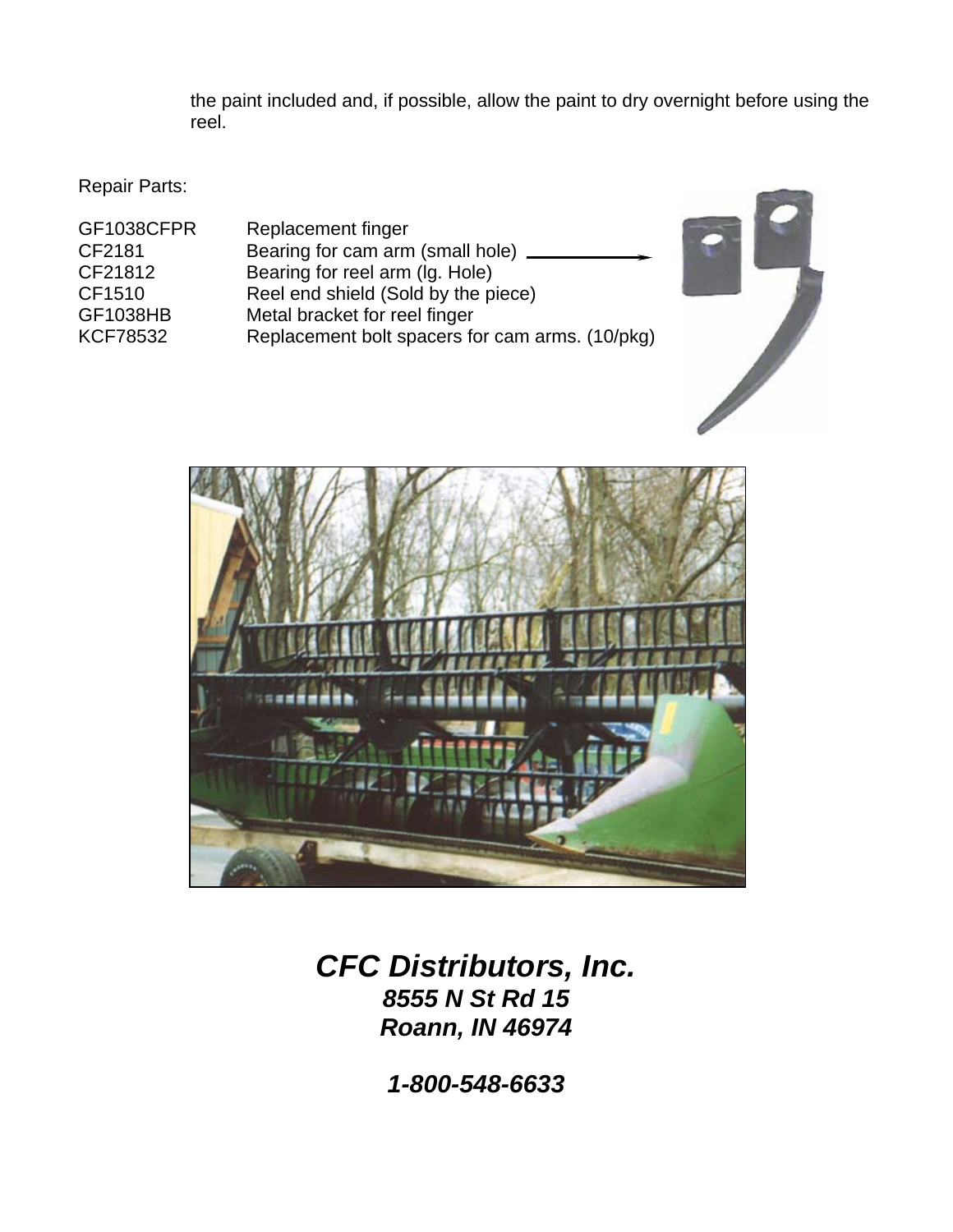the paint included and, if possible, allow the paint to dry overnight before using the reel.

Repair Parts:

| | |
|---|---|
| GF1038CFPR | Replacement finger |
| CF2181 | Bearing for cam arm (small hole) |
| CF21812 | Bearing for reel arm (lg. Hole) |
| CF1510 | Reel end shield (Sold by the piece) |
| GF1038HB | Metal bracket for reel finger |
| KCF78532 | Replacement bolt spacers for cam arms. (10/pkg) |

***CFC Distributors, Inc.***

***8555 N St Rd 15***

***Roann, IN 46974***

***1-800-548-6633***